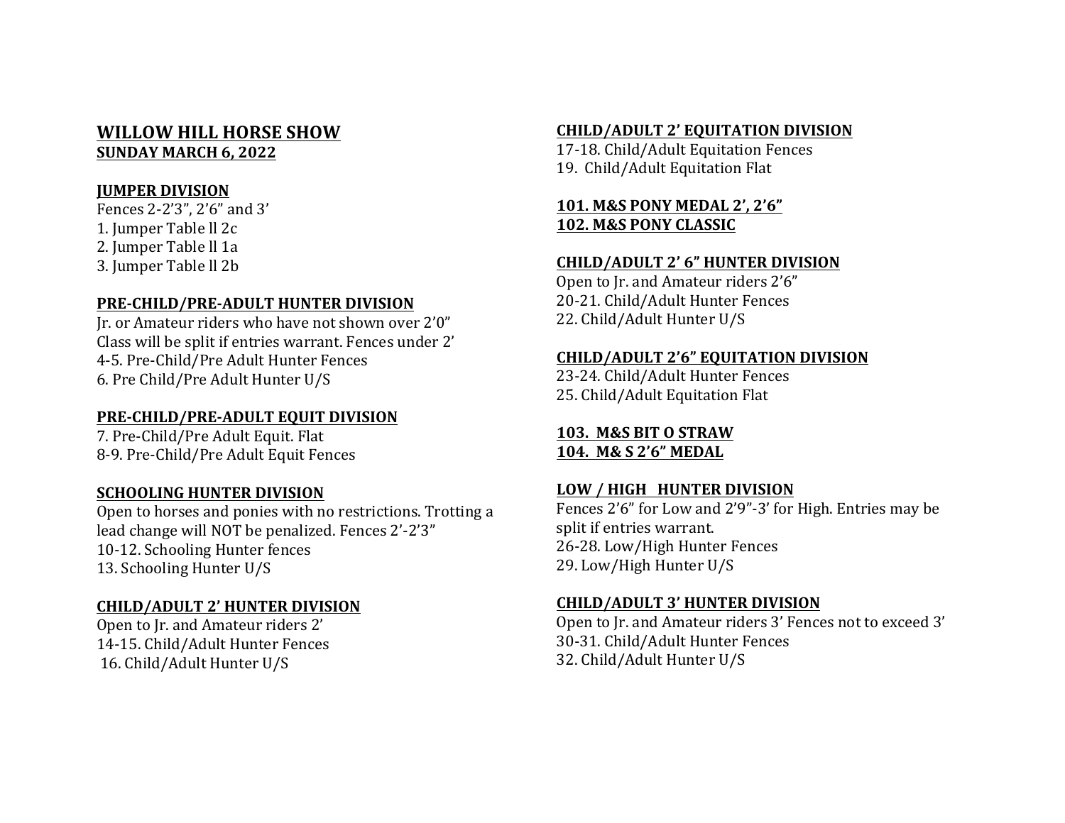# WILLOW HILL HORSE SHOW

## SUNDAY MARCH 6, 2022

### JUMPER DIVISION

Fences 2-2'3", 2'6" and 3'

1. Jumper Table ll 2c
2. Jumper Table ll 1a
3. Jumper Table ll 2b

### PRE-CHILD/PRE-ADULT HUNTER DIVISION

Jr. or Amateur riders who have not shown over 2'0"
Class will be split if entries warrant. Fences under 2'

4-5. Pre-Child/Pre Adult Hunter Fences
6. Pre Child/Pre Adult Hunter U/S

### PRE-CHILD/PRE-ADULT EQUIT DIVISION

7. Pre-Child/Pre Adult Equit. Flat
8-9. Pre-Child/Pre Adult Equit Fences

### SCHOOLING HUNTER DIVISION

Open to horses and ponies with no restrictions. Trotting a lead change will NOT be penalized. Fences 2'-2'3"

10-12. Schooling Hunter fences
13. Schooling Hunter U/S

### CHILD/ADULT 2' HUNTER DIVISION

Open to Jr. and Amateur riders 2'

14-15. Child/Adult Hunter Fences
16. Child/Adult Hunter U/S

### CHILD/ADULT 2' EQUITATION DIVISION

17-18. Child/Adult Equitation Fences
19. Child/Adult Equitation Flat

### 101. M&S PONY MEDAL 2', 2'6"

### 102. M&S PONY CLASSIC

### CHILD/ADULT 2' 6" HUNTER DIVISION

Open to Jr. and Amateur riders 2'6"

20-21. Child/Adult Hunter Fences
22. Child/Adult Hunter U/S

### CHILD/ADULT 2'6" EQUITATION DIVISION

23-24. Child/Adult Hunter Fences
25. Child/Adult Equitation Flat

### 103. M&S BIT O STRAW

### 104. M& S 2'6" MEDAL

### LOW / HIGH HUNTER DIVISION

Fences 2'6" for Low and 2'9"-3' for High. Entries may be split if entries warrant.

26-28. Low/High Hunter Fences
29. Low/High Hunter U/S

### CHILD/ADULT 3' HUNTER DIVISION

Open to Jr. and Amateur riders 3' Fences not to exceed 3'

30-31. Child/Adult Hunter Fences
32. Child/Adult Hunter U/S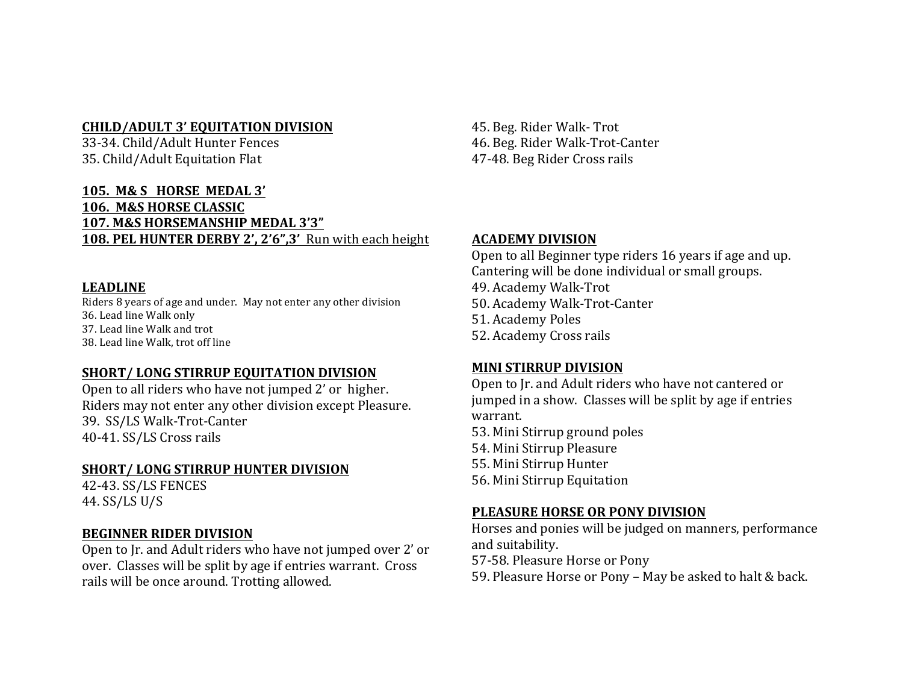**CHILD/ADULT 3' EQUITATION DIVISION**
33-34. Child/Adult Hunter Fences
35. Child/Adult Equitation Flat

**105. M& S HORSE MEDAL 3'**
**106. M&S HORSE CLASSIC**
**107. M&S HORSEMANSHIP MEDAL 3'3"**
**108. PEL HUNTER DERBY 2', 2'6",3'** Run with each height

**LEADLINE**
Riders 8 years of age and under. May not enter any other division
36. Lead line Walk only
37. Lead line Walk and trot
38. Lead line Walk, trot off line

**SHORT/ LONG STIRRUP EQUITATION DIVISION**
Open to all riders who have not jumped 2' or higher. Riders may not enter any other division except Pleasure.
39. SS/LS Walk-Trot-Canter
40-41. SS/LS Cross rails

**SHORT/ LONG STIRRUP HUNTER DIVISION**
42-43. SS/LS FENCES
44. SS/LS U/S

**BEGINNER RIDER DIVISION**
Open to Jr. and Adult riders who have not jumped over 2' or over. Classes will be split by age if entries warrant. Cross rails will be once around. Trotting allowed.
45. Beg. Rider Walk- Trot
46. Beg. Rider Walk-Trot-Canter
47-48. Beg Rider Cross rails

**ACADEMY DIVISION**
Open to all Beginner type riders 16 years if age and up. Cantering will be done individual or small groups.
49. Academy Walk-Trot
50. Academy Walk-Trot-Canter
51. Academy Poles
52. Academy Cross rails

**MINI STIRRUP DIVISION**
Open to Jr. and Adult riders who have not cantered or jumped in a show. Classes will be split by age if entries warrant.
53. Mini Stirrup ground poles
54. Mini Stirrup Pleasure
55. Mini Stirrup Hunter
56. Mini Stirrup Equitation

**PLEASURE HORSE OR PONY DIVISION**
Horses and ponies will be judged on manners, performance and suitability.
57-58. Pleasure Horse or Pony
59. Pleasure Horse or Pony – May be asked to halt & back.